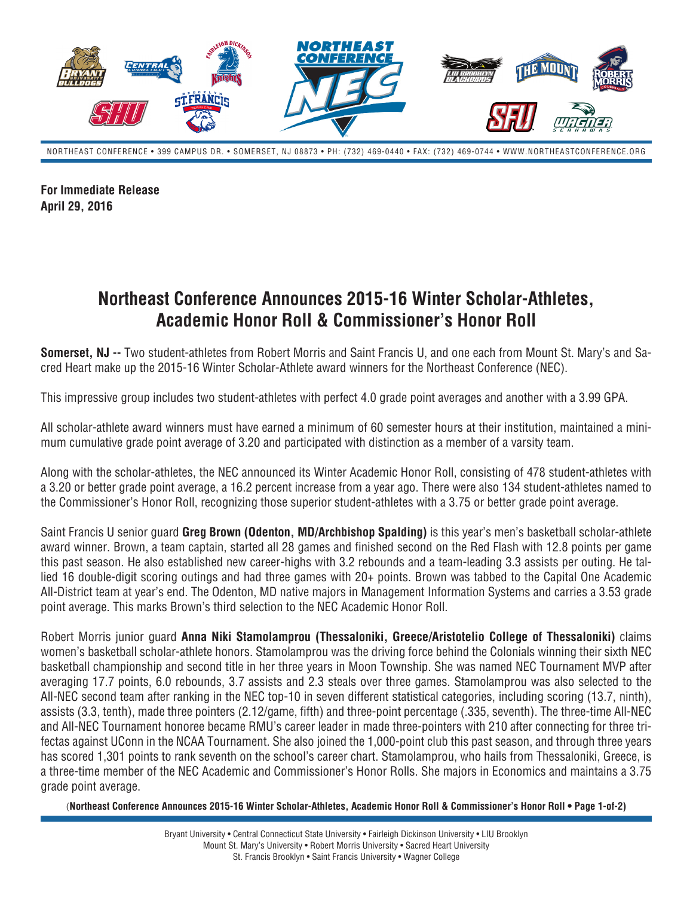**For Immediate Release**
**April 29, 2016**

# Northeast Conference Announces 2015-16 Winter Scholar-Athletes, Academic Honor Roll & Commissioner's Honor Roll

**Somerset, NJ --** Two student-athletes from Robert Morris and Saint Francis U, and one each from Mount St. Mary's and Sacred Heart make up the 2015-16 Winter Scholar-Athlete award winners for the Northeast Conference (NEC).

This impressive group includes two student-athletes with perfect 4.0 grade point averages and another with a 3.99 GPA.

All scholar-athlete award winners must have earned a minimum of 60 semester hours at their institution, maintained a minimum cumulative grade point average of 3.20 and participated with distinction as a member of a varsity team.

Along with the scholar-athletes, the NEC announced its Winter Academic Honor Roll, consisting of 478 student-athletes with a 3.20 or better grade point average, a 16.2 percent increase from a year ago. There were also 134 student-athletes named to the Commissioner's Honor Roll, recognizing those superior student-athletes with a 3.75 or better grade point average.

Saint Francis U senior guard **Greg Brown (Odenton, MD/Archbishop Spalding)** is this year's men's basketball scholar-athlete award winner. Brown, a team captain, started all 28 games and finished second on the Red Flash with 12.8 points per game this past season. He also established new career-highs with 3.2 rebounds and a team-leading 3.3 assists per outing. He tallied 16 double-digit scoring outings and had three games with 20+ points. Brown was tabbed to the Capital One Academic All-District team at year's end. The Odenton, MD native majors in Management Information Systems and carries a 3.53 grade point average. This marks Brown's third selection to the NEC Academic Honor Roll.

Robert Morris junior guard **Anna Niki Stamolamprou (Thessaloniki, Greece/Aristotelio College of Thessaloniki)** claims women's basketball scholar-athlete honors. Stamolamprou was the driving force behind the Colonials winning their sixth NEC basketball championship and second title in her three years in Moon Township. She was named NEC Tournament MVP after averaging 17.7 points, 6.0 rebounds, 3.7 assists and 2.3 steals over three games. Stamolamprou was also selected to the All-NEC second team after ranking in the NEC top-10 in seven different statistical categories, including scoring (13.7, ninth), assists (3.3, tenth), made three pointers (2.12/game, fifth) and three-point percentage (.335, seventh). The three-time All-NEC and All-NEC Tournament honoree became RMU's career leader in made three-pointers with 210 after connecting for three trifectas against UConn in the NCAA Tournament. She also joined the 1,000-point club this past season, and through three years has scored 1,301 points to rank seventh on the school's career chart. Stamolamprou, who hails from Thessaloniki, Greece, is a three-time member of the NEC Academic and Commissioner's Honor Rolls. She majors in Economics and maintains a 3.75 grade point average.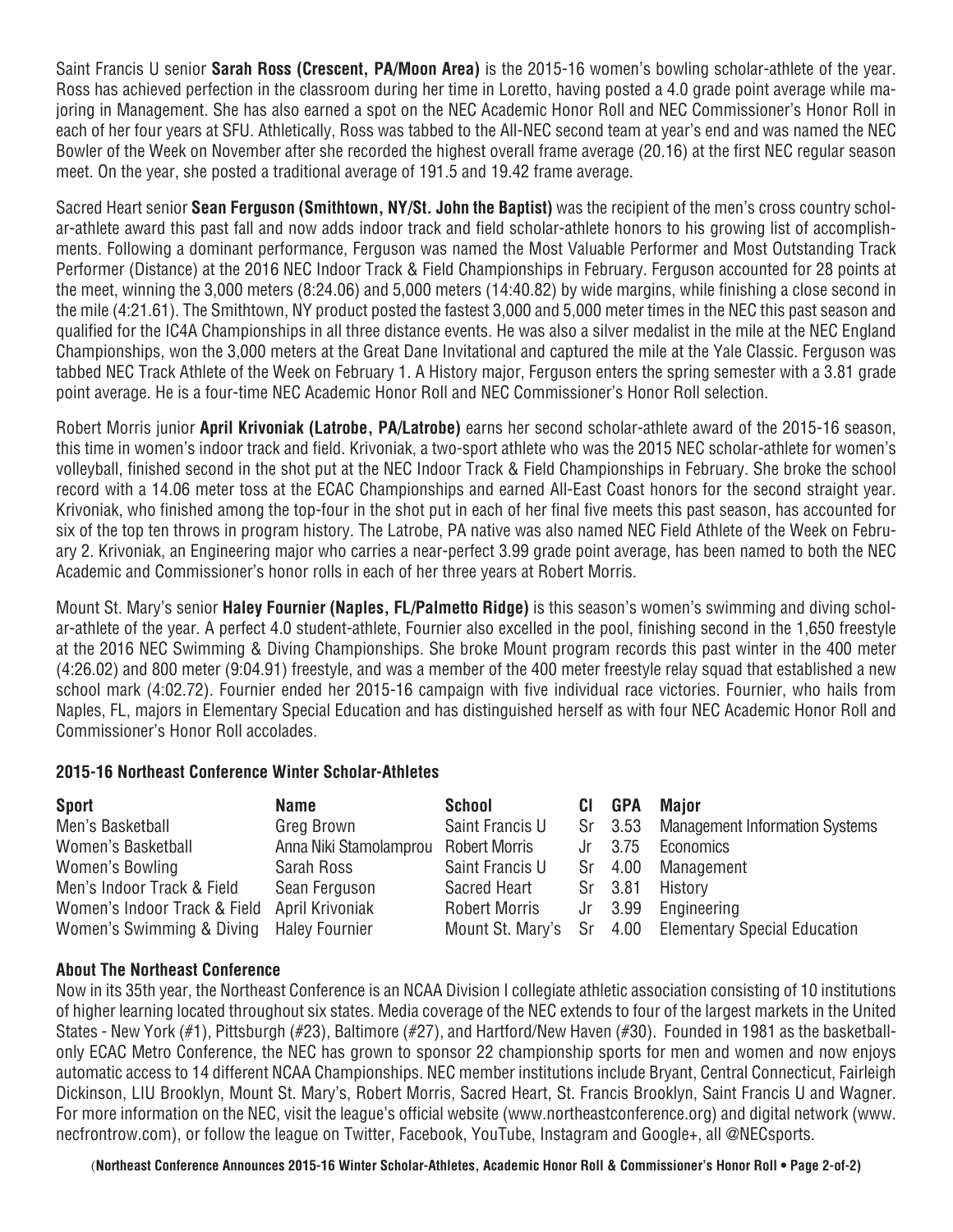Saint Francis U senior **Sarah Ross (Crescent, PA/Moon Area)** is the 2015-16 women's bowling scholar-athlete of the year. Ross has achieved perfection in the classroom during her time in Loretto, having posted a 4.0 grade point average while majoring in Management. She has also earned a spot on the NEC Academic Honor Roll and NEC Commissioner's Honor Roll in each of her four years at SFU. Athletically, Ross was tabbed to the All-NEC second team at year's end and was named the NEC Bowler of the Week on November after she recorded the highest overall frame average (20.16) at the first NEC regular season meet. On the year, she posted a traditional average of 191.5 and 19.42 frame average.

Sacred Heart senior **Sean Ferguson (Smithtown, NY/St. John the Baptist)** was the recipient of the men's cross country scholar-athlete award this past fall and now adds indoor track and field scholar-athlete honors to his growing list of accomplishments. Following a dominant performance, Ferguson was named the Most Valuable Performer and Most Outstanding Track Performer (Distance) at the 2016 NEC Indoor Track & Field Championships in February. Ferguson accounted for 28 points at the meet, winning the 3,000 meters (8:24.06) and 5,000 meters (14:40.82) by wide margins, while finishing a close second in the mile (4:21.61). The Smithtown, NY product posted the fastest 3,000 and 5,000 meter times in the NEC this past season and qualified for the IC4A Championships in all three distance events. He was also a silver medalist in the mile at the NEC England Championships, won the 3,000 meters at the Great Dane Invitational and captured the mile at the Yale Classic. Ferguson was tabbed NEC Track Athlete of the Week on February 1. A History major, Ferguson enters the spring semester with a 3.81 grade point average. He is a four-time NEC Academic Honor Roll and NEC Commissioner's Honor Roll selection.

Robert Morris junior **April Krivoniak (Latrobe, PA/Latrobe)** earns her second scholar-athlete award of the 2015-16 season, this time in women's indoor track and field. Krivoniak, a two-sport athlete who was the 2015 NEC scholar-athlete for women's volleyball, finished second in the shot put at the NEC Indoor Track & Field Championships in February. She broke the school record with a 14.06 meter toss at the ECAC Championships and earned All-East Coast honors for the second straight year. Krivoniak, who finished among the top-four in the shot put in each of her final five meets this past season, has accounted for six of the top ten throws in program history. The Latrobe, PA native was also named NEC Field Athlete of the Week on February 2. Krivoniak, an Engineering major who carries a near-perfect 3.99 grade point average, has been named to both the NEC Academic and Commissioner's honor rolls in each of her three years at Robert Morris.

Mount St. Mary's senior **Haley Fournier (Naples, FL/Palmetto Ridge)** is this season's women's swimming and diving scholar-athlete of the year. A perfect 4.0 student-athlete, Fournier also excelled in the pool, finishing second in the 1,650 freestyle at the 2016 NEC Swimming & Diving Championships. She broke Mount program records this past winter in the 400 meter (4:26.02) and 800 meter (9:04.91) freestyle, and was a member of the 400 meter freestyle relay squad that established a new school mark (4:02.72). Fournier ended her 2015-16 campaign with five individual race victories. Fournier, who hails from Naples, FL, majors in Elementary Special Education and has distinguished herself as with four NEC Academic Honor Roll and Commissioner's Honor Roll accolades.

### 2015-16 Northeast Conference Winter Scholar-Athletes

| Sport | Name | School | Cl | GPA | Major |
|---|---|---|---|---|---|
| Men's Basketball | Greg Brown | Saint Francis U | Sr | 3.53 | Management Information Systems |
| Women's Basketball | Anna Niki Stamolamprou | Robert Morris | Jr | 3.75 | Economics |
| Women's Bowling | Sarah Ross | Saint Francis U | Sr | 4.00 | Management |
| Men's Indoor Track & Field | Sean Ferguson | Sacred Heart | Sr | 3.81 | History |
| Women's Indoor Track & Field | April Krivoniak | Robert Morris | Jr | 3.99 | Engineering |
| Women's Swimming & Diving | Haley Fournier | Mount St. Mary's | Sr | 4.00 | Elementary Special Education |

### About The Northeast Conference

Now in its 35th year, the Northeast Conference is an NCAA Division I collegiate athletic association consisting of 10 institutions of higher learning located throughout six states. Media coverage of the NEC extends to four of the largest markets in the United States - New York (#1), Pittsburgh (#23), Baltimore (#27), and Hartford/New Haven (#30). Founded in 1981 as the basketball-only ECAC Metro Conference, the NEC has grown to sponsor 22 championship sports for men and women and now enjoys automatic access to 14 different NCAA Championships. NEC member institutions include Bryant, Central Connecticut, Fairleigh Dickinson, LIU Brooklyn, Mount St. Mary's, Robert Morris, Sacred Heart, St. Francis Brooklyn, Saint Francis U and Wagner. For more information on the NEC, visit the league's official website (www.northeastconference.org) and digital network (www.necfrontrow.com), or follow the league on Twitter, Facebook, YouTube, Instagram and Google+, all @NECsports.